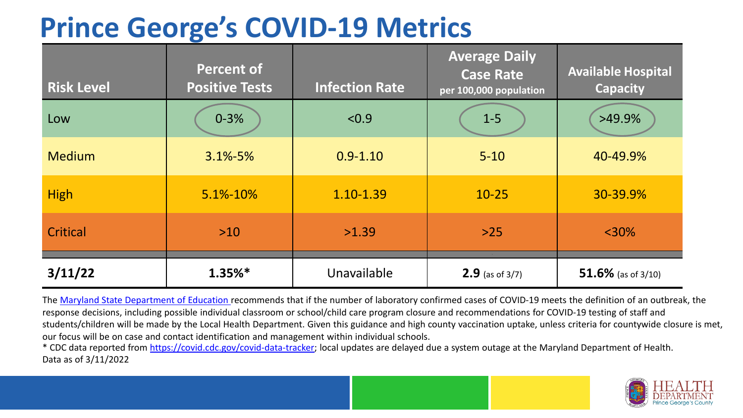# Prince George's COVID-19 Metrics

| Risk Level | Percent of Positive Tests | Infection Rate | Average Daily Case Rate per 100,000 population | Available Hospital Capacity |
|---|---|---|---|---|
| Low | 0-3% | <0.9 | 1-5 | >49.9% |
| Medium | 3.1%-5% | 0.9-1.10 | 5-10 | 40-49.9% |
| High | 5.1%-10% | 1.10-1.39 | 10-25 | 30-39.9% |
| Critical | >10 | >1.39 | >25 | <30% |
| **3/11/22** | **1.35%*** | Unavailable | **2.9** (as of 3/7) | **51.6%** (as of 3/10) |

The Maryland State Department of Education recommends that if the number of laboratory confirmed cases of COVID-19 meets the definition of an outbreak, the response decisions, including possible individual classroom or school/child care program closure and recommendations for COVID-19 testing of staff and students/children will be made by the Local Health Department. Given this guidance and high county vaccination uptake, unless criteria for countywide closure is met, our focus will be on case and contact identification and management within individual schools.

* CDC data reported from https://covid.cdc.gov/covid-data-tracker; local updates are delayed due a system outage at the Maryland Department of Health.

Data as of 3/11/2022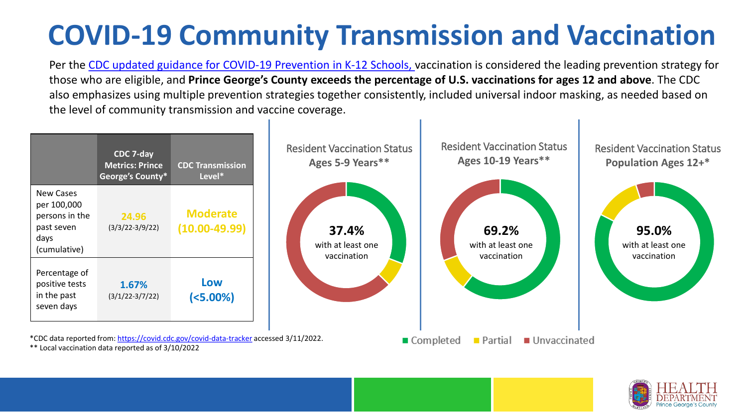# COVID-19 Community Transmission and Vaccination

Per the CDC updated guidance for COVID-19 Prevention in K-12 Schools, vaccination is considered the leading prevention strategy for those who are eligible, and **Prince George's County exceeds the percentage of U.S. vaccinations for ages 12 and above**. The CDC also emphasizes using multiple prevention strategies together consistently, included universal indoor masking, as needed based on the level of community transmission and vaccine coverage.

| | CDC 7-day Metrics: Prince George's County* | CDC Transmission Level* |
|---|---|---|
| New Cases per 100,000 persons in the past seven days (cumulative) | 24.96 (3/3/22-3/9/22) | Moderate (10.00-49.99) |
| Percentage of positive tests in the past seven days | 1.67% (3/1/22-3/7/22) | Low (<5.00%) |

Resident Vaccination Status **Ages 5-9 Years****

**37.4%** with at least one vaccination

Resident Vaccination Status **Ages 10-19 Years****

**69.2%** with at least one vaccination

Resident Vaccination Status **Population Ages 12+***

**95.0%** with at least one vaccination

■ Completed ■ Partial ■ Unvaccinated

*CDC data reported from: https://covid.cdc.gov/covid-data-tracker accessed 3/11/2022.
** Local vaccination data reported as of 3/10/2022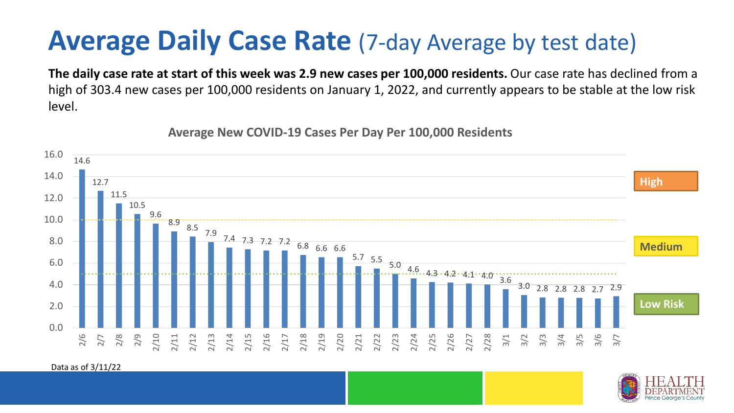# Average Daily Case Rate (7-day Average by test date)

**The daily case rate at start of this week was 2.9 new cases per 100,000 residents.** Our case rate has declined from a high of 303.4 new cases per 100,000 residents on January 1, 2022, and currently appears to be stable at the low risk level.

**Average New COVID-19 Cases Per Day Per 100,000 Residents**

| Date | Cases per 100,000 |
|---|---|
| 2/6 | 14.6 |
| 2/7 | 12.7 |
| 2/8 | 11.5 |
| 2/9 | 10.5 |
| 2/10 | 9.6 |
| 2/11 | 8.9 |
| 2/12 | 8.5 |
| 2/13 | 7.9 |
| 2/14 | 7.4 |
| 2/15 | 7.3 |
| 2/16 | 7.2 |
| 2/17 | 7.2 |
| 2/18 | 6.8 |
| 2/19 | 6.6 |
| 2/20 | 6.6 |
| 2/21 | 5.7 |
| 2/22 | 5.5 |
| 2/23 | 5.0 |
| 2/24 | 4.6 |
| 2/25 | 4.3 |
| 2/26 | 4.2 |
| 2/27 | 4.1 |
| 2/28 | 4.0 |
| 3/1 | 3.6 |
| 3/2 | 3.0 |
| 3/3 | 2.8 |
| 3/4 | 2.8 |
| 3/5 | 2.8 |
| 3/6 | 2.7 |
| 3/7 | 2.9 |

Risk levels: High (above 10.0), Medium (5.0–10.0), Low Risk (below 5.0)

Data as of 3/11/22

HEALTH DEPARTMENT Prince George's County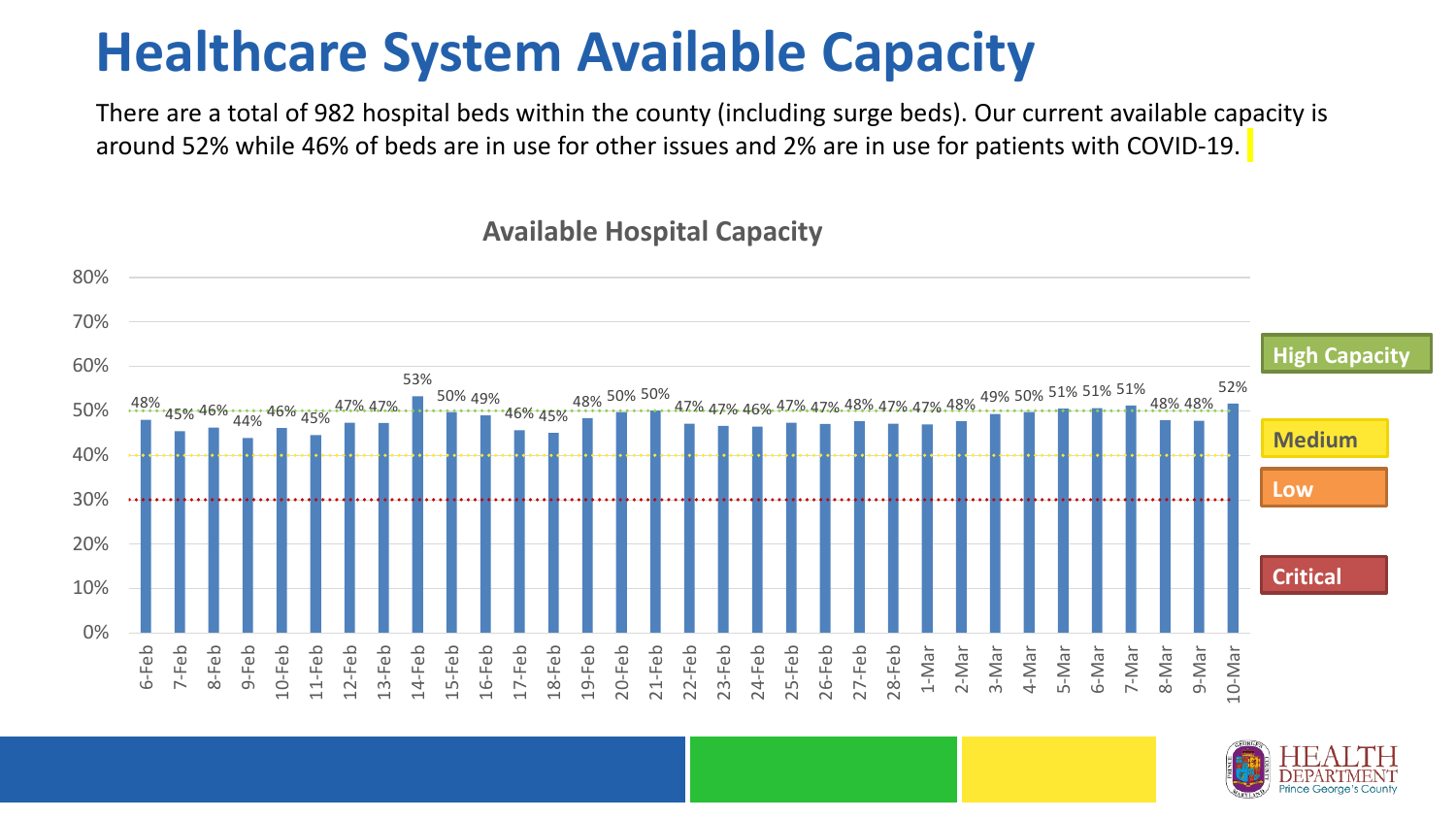# Healthcare System Available Capacity

There are a total of 982 hospital beds within the county (including surge beds). Our current available capacity is around 52% while 46% of beds are in use for other issues and 2% are in use for patients with COVID-19.

Available Hospital Capacity

80%
70%
60%
50%
40%
30%
20%
10%
0%

48% 45% 46% 44% 46% 45% 47% 47% 53% 50% 49% 46% 45% 48% 50% 50% 47% 47% 46% 47% 47% 48% 47% 47% 48% 49% 50% 51% 51% 51% 48% 48% 52%

6-Feb 7-Feb 8-Feb 9-Feb 10-Feb 11-Feb 12-Feb 13-Feb 14-Feb 15-Feb 16-Feb 17-Feb 18-Feb 19-Feb 20-Feb 21-Feb 22-Feb 23-Feb 24-Feb 25-Feb 26-Feb 27-Feb 28-Feb 1-Mar 2-Mar 3-Mar 4-Mar 5-Mar 6-Mar 7-Mar 8-Mar 9-Mar 10-Mar

High Capacity

Medium

Low

Critical

HEALTH DEPARTMENT Prince George's County